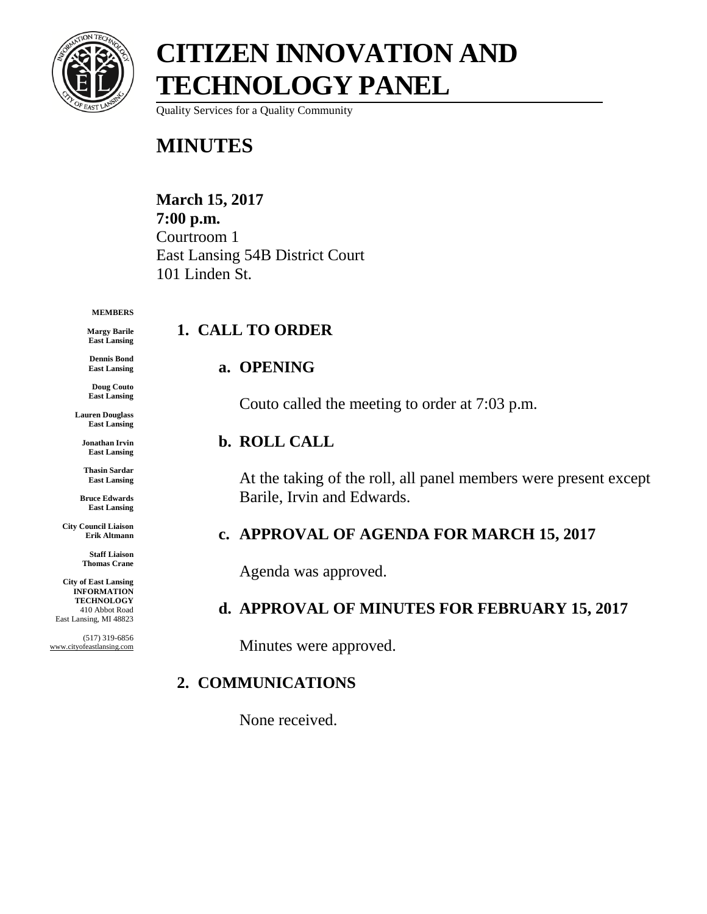# CITIZEN INNOVATION AND TECHNOLOGY PANEL

Quality Services for a Quality Community

# MINUTES

**March 15, 2017**
**7:00 p.m.**
Courtroom 1
East Lansing 54B District Court
101 Linden St.

**MEMBERS**

**Margy Barile**
**East Lansing**

**Dennis Bond**
**East Lansing**

**Doug Couto**
**East Lansing**

**Lauren Douglass**
**East Lansing**

**Jonathan Irvin**
**East Lansing**

**Thasin Sardar**
**East Lansing**

**Bruce Edwards**
**East Lansing**

**City Council Liaison**
**Erik Altmann**

**Staff Liaison**
**Thomas Crane**

**City of East Lansing**
**INFORMATION TECHNOLOGY**
410 Abbot Road
East Lansing, MI 48823

(517) 319-6856
www.cityofeastlansing.com

## 1. CALL TO ORDER

### a. OPENING

Couto called the meeting to order at 7:03 p.m.

### b. ROLL CALL

At the taking of the roll, all panel members were present except Barile, Irvin and Edwards.

### c. APPROVAL OF AGENDA FOR MARCH 15, 2017

Agenda was approved.

### d. APPROVAL OF MINUTES FOR FEBRUARY 15, 2017

Minutes were approved.

## 2. COMMUNICATIONS

None received.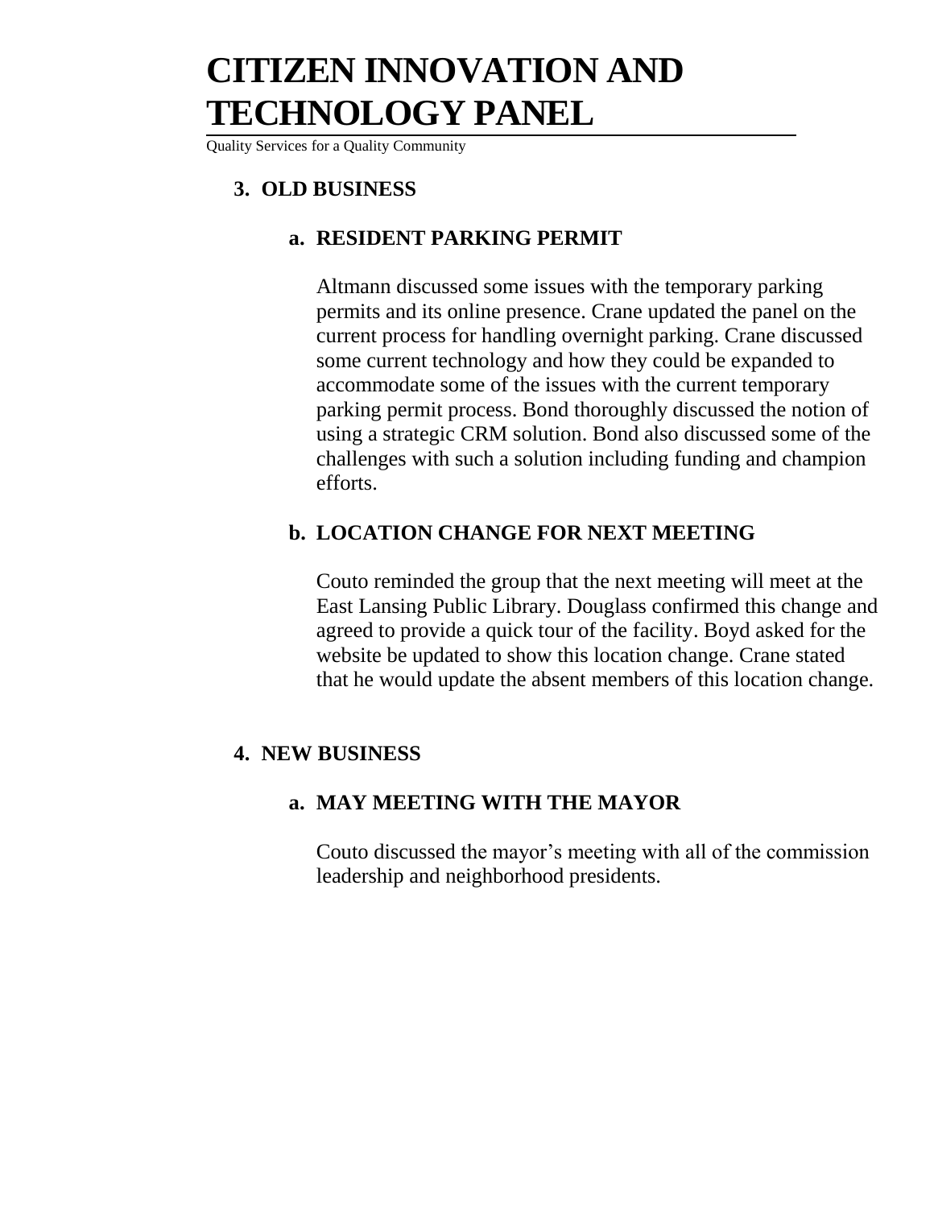## 3. OLD BUSINESS

### a. RESIDENT PARKING PERMIT

Altmann discussed some issues with the temporary parking permits and its online presence. Crane updated the panel on the current process for handling overnight parking. Crane discussed some current technology and how they could be expanded to accommodate some of the issues with the current temporary parking permit process. Bond thoroughly discussed the notion of using a strategic CRM solution. Bond also discussed some of the challenges with such a solution including funding and champion efforts.

### b. LOCATION CHANGE FOR NEXT MEETING

Couto reminded the group that the next meeting will meet at the East Lansing Public Library. Douglass confirmed this change and agreed to provide a quick tour of the facility. Boyd asked for the website be updated to show this location change. Crane stated that he would update the absent members of this location change.

## 4. NEW BUSINESS

### a. MAY MEETING WITH THE MAYOR

Couto discussed the mayor's meeting with all of the commission leadership and neighborhood presidents.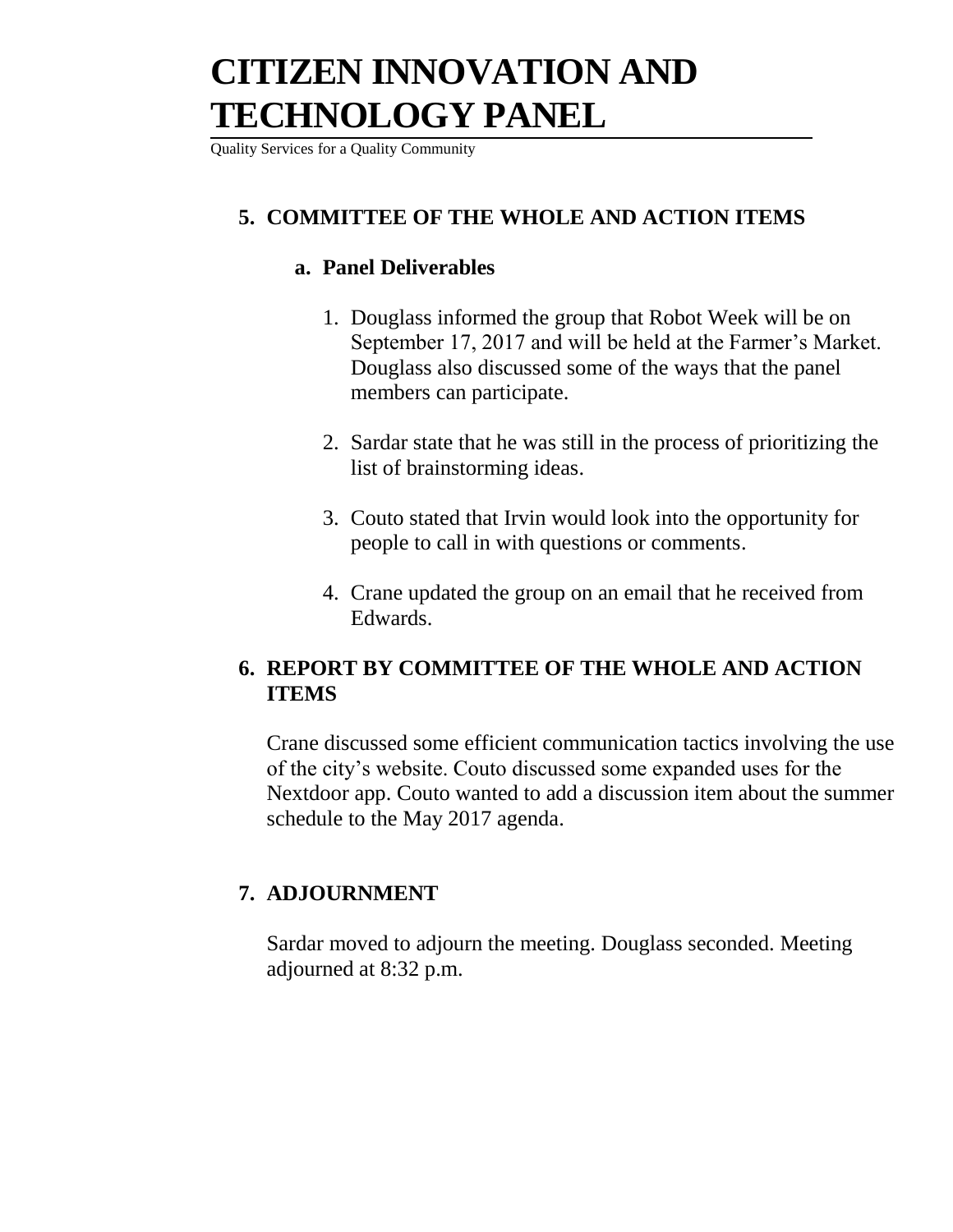# CITIZEN INNOVATION AND TECHNOLOGY PANEL

Quality Services for a Quality Community

## 5. COMMITTEE OF THE WHOLE AND ACTION ITEMS

### a. Panel Deliverables

1. Douglass informed the group that Robot Week will be on September 17, 2017 and will be held at the Farmer's Market. Douglass also discussed some of the ways that the panel members can participate.

2. Sardar state that he was still in the process of prioritizing the list of brainstorming ideas.

3. Couto stated that Irvin would look into the opportunity for people to call in with questions or comments.

4. Crane updated the group on an email that he received from Edwards.

## 6. REPORT BY COMMITTEE OF THE WHOLE AND ACTION ITEMS

Crane discussed some efficient communication tactics involving the use of the city's website. Couto discussed some expanded uses for the Nextdoor app. Couto wanted to add a discussion item about the summer schedule to the May 2017 agenda.

## 7. ADJOURNMENT

Sardar moved to adjourn the meeting. Douglass seconded. Meeting adjourned at 8:32 p.m.